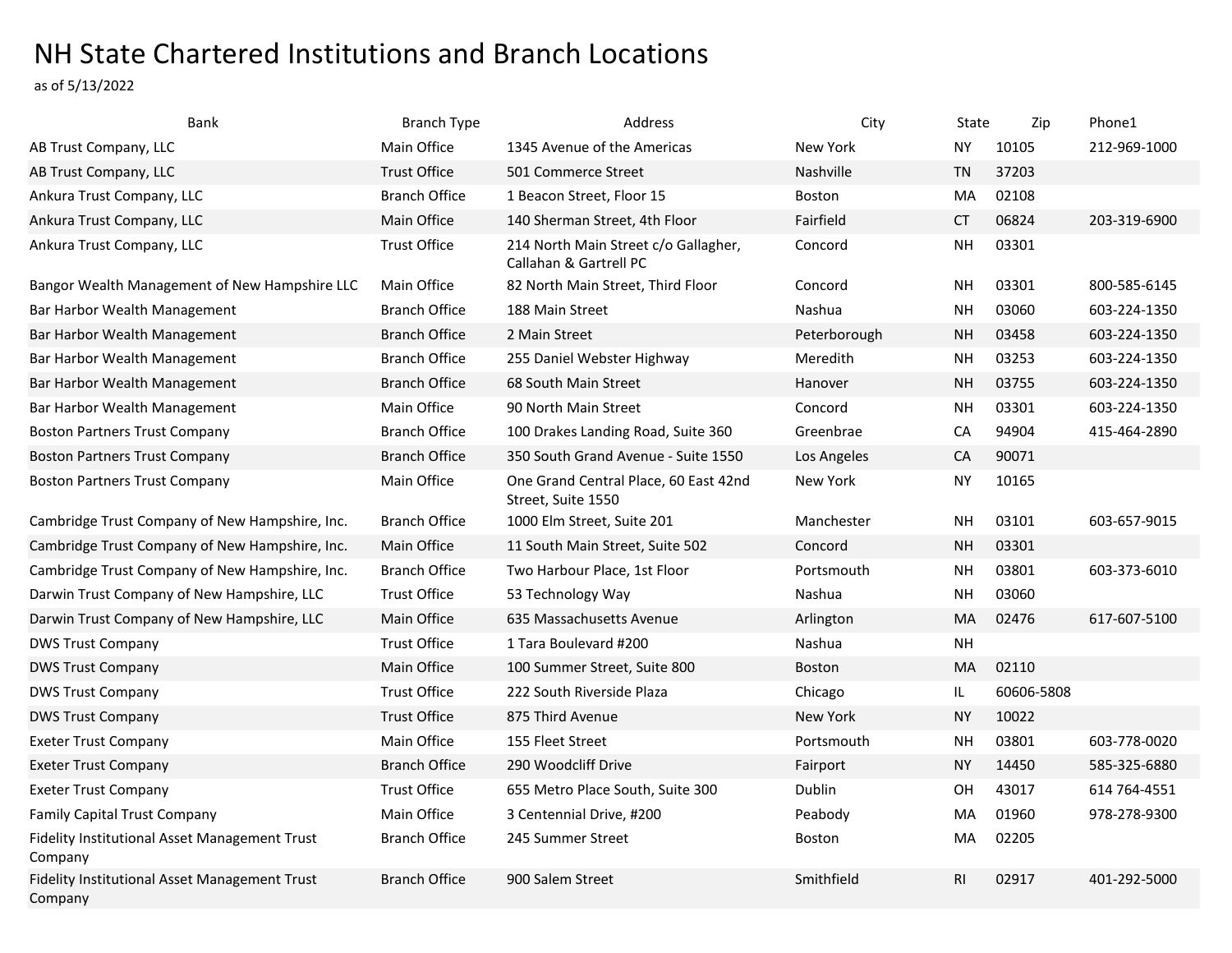# NH State Chartered Institutions and Branch Locations

as of 5/13/2022

| Bank | Branch Type | Address | City | State | Zip | Phone1 |
|---|---|---|---|---|---|---|
| AB Trust Company, LLC | Main Office | 1345 Avenue of the Americas | New York | NY | 10105 | 212-969-1000 |
| AB Trust Company, LLC | Trust Office | 501 Commerce Street | Nashville | TN | 37203 | |
| Ankura Trust Company, LLC | Branch Office | 1 Beacon Street, Floor 15 | Boston | MA | 02108 | |
| Ankura Trust Company, LLC | Main Office | 140 Sherman Street, 4th Floor | Fairfield | CT | 06824 | 203-319-6900 |
| Ankura Trust Company, LLC | Trust Office | 214 North Main Street c/o Gallagher, Callahan & Gartrell PC | Concord | NH | 03301 | |
| Bangor Wealth Management of New Hampshire LLC | Main Office | 82 North Main Street, Third Floor | Concord | NH | 03301 | 800-585-6145 |
| Bar Harbor Wealth Management | Branch Office | 188 Main Street | Nashua | NH | 03060 | 603-224-1350 |
| Bar Harbor Wealth Management | Branch Office | 2 Main Street | Peterborough | NH | 03458 | 603-224-1350 |
| Bar Harbor Wealth Management | Branch Office | 255 Daniel Webster Highway | Meredith | NH | 03253 | 603-224-1350 |
| Bar Harbor Wealth Management | Branch Office | 68 South Main Street | Hanover | NH | 03755 | 603-224-1350 |
| Bar Harbor Wealth Management | Main Office | 90 North Main Street | Concord | NH | 03301 | 603-224-1350 |
| Boston Partners Trust Company | Branch Office | 100 Drakes Landing Road, Suite 360 | Greenbrae | CA | 94904 | 415-464-2890 |
| Boston Partners Trust Company | Branch Office | 350 South Grand Avenue - Suite 1550 | Los Angeles | CA | 90071 | |
| Boston Partners Trust Company | Main Office | One Grand Central Place, 60 East 42nd Street, Suite 1550 | New York | NY | 10165 | |
| Cambridge Trust Company of New Hampshire, Inc. | Branch Office | 1000 Elm Street, Suite 201 | Manchester | NH | 03101 | 603-657-9015 |
| Cambridge Trust Company of New Hampshire, Inc. | Main Office | 11 South Main Street, Suite 502 | Concord | NH | 03301 | |
| Cambridge Trust Company of New Hampshire, Inc. | Branch Office | Two Harbour Place, 1st Floor | Portsmouth | NH | 03801 | 603-373-6010 |
| Darwin Trust Company of New Hampshire, LLC | Trust Office | 53 Technology Way | Nashua | NH | 03060 | |
| Darwin Trust Company of New Hampshire, LLC | Main Office | 635 Massachusetts Avenue | Arlington | MA | 02476 | 617-607-5100 |
| DWS Trust Company | Trust Office | 1 Tara Boulevard #200 | Nashua | NH | | |
| DWS Trust Company | Main Office | 100 Summer Street, Suite 800 | Boston | MA | 02110 | |
| DWS Trust Company | Trust Office | 222 South Riverside Plaza | Chicago | IL | 60606-5808 | |
| DWS Trust Company | Trust Office | 875 Third Avenue | New York | NY | 10022 | |
| Exeter Trust Company | Main Office | 155 Fleet Street | Portsmouth | NH | 03801 | 603-778-0020 |
| Exeter Trust Company | Branch Office | 290 Woodcliff Drive | Fairport | NY | 14450 | 585-325-6880 |
| Exeter Trust Company | Trust Office | 655 Metro Place South, Suite 300 | Dublin | OH | 43017 | 614 764-4551 |
| Family Capital Trust Company | Main Office | 3 Centennial Drive, #200 | Peabody | MA | 01960 | 978-278-9300 |
| Fidelity Institutional Asset Management Trust Company | Branch Office | 245 Summer Street | Boston | MA | 02205 | |
| Fidelity Institutional Asset Management Trust Company | Branch Office | 900 Salem Street | Smithfield | RI | 02917 | 401-292-5000 |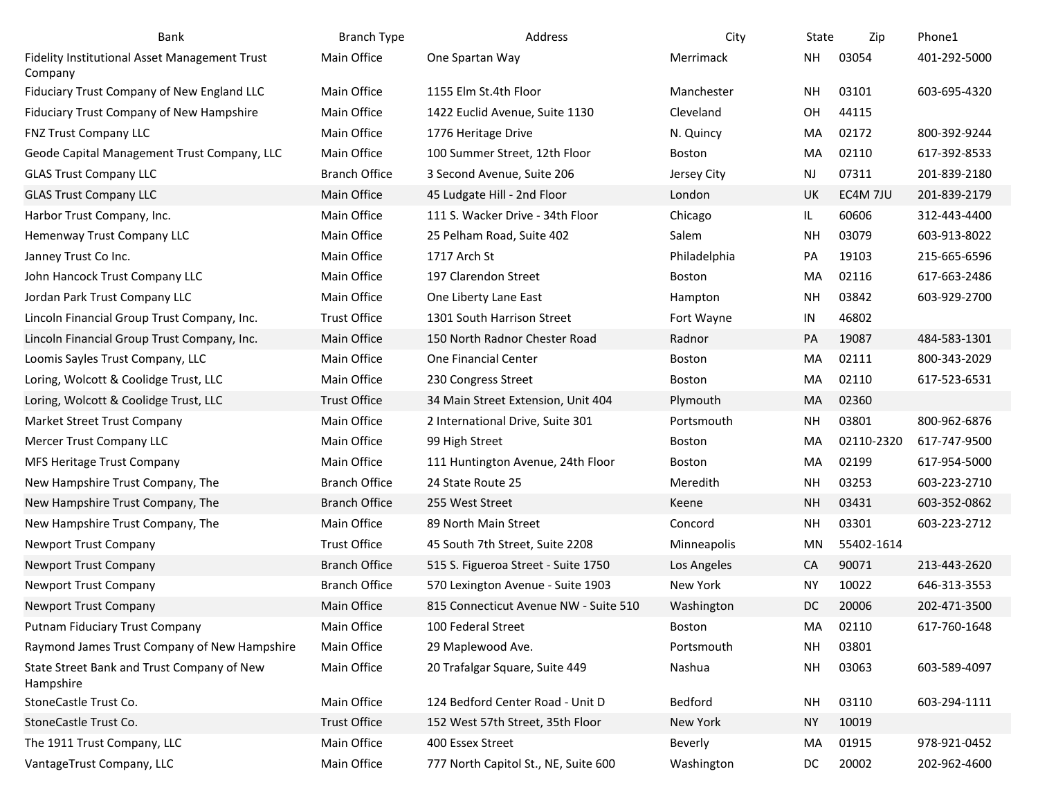| Bank | Branch Type | Address | City | State | Zip | Phone1 |
|---|---|---|---|---|---|---|
| Fidelity Institutional Asset Management Trust Company | Main Office | One Spartan Way | Merrimack | NH | 03054 | 401-292-5000 |
| Fiduciary Trust Company of New England LLC | Main Office | 1155 Elm St.4th Floor | Manchester | NH | 03101 | 603-695-4320 |
| Fiduciary Trust Company of New Hampshire | Main Office | 1422 Euclid Avenue, Suite 1130 | Cleveland | OH | 44115 | |
| FNZ Trust Company LLC | Main Office | 1776 Heritage Drive | N. Quincy | MA | 02172 | 800-392-9244 |
| Geode Capital Management Trust Company, LLC | Main Office | 100 Summer Street, 12th Floor | Boston | MA | 02110 | 617-392-8533 |
| GLAS Trust Company LLC | Branch Office | 3 Second Avenue, Suite 206 | Jersey City | NJ | 07311 | 201-839-2180 |
| GLAS Trust Company LLC | Main Office | 45 Ludgate Hill - 2nd Floor | London | UK | EC4M 7JU | 201-839-2179 |
| Harbor Trust Company, Inc. | Main Office | 111 S. Wacker Drive - 34th Floor | Chicago | IL | 60606 | 312-443-4400 |
| Hemenway Trust Company LLC | Main Office | 25 Pelham Road, Suite 402 | Salem | NH | 03079 | 603-913-8022 |
| Janney Trust Co Inc. | Main Office | 1717 Arch St | Philadelphia | PA | 19103 | 215-665-6596 |
| John Hancock Trust Company LLC | Main Office | 197 Clarendon Street | Boston | MA | 02116 | 617-663-2486 |
| Jordan Park Trust Company LLC | Main Office | One Liberty Lane East | Hampton | NH | 03842 | 603-929-2700 |
| Lincoln Financial Group Trust Company, Inc. | Trust Office | 1301 South Harrison Street | Fort Wayne | IN | 46802 | |
| Lincoln Financial Group Trust Company, Inc. | Main Office | 150 North Radnor Chester Road | Radnor | PA | 19087 | 484-583-1301 |
| Loomis Sayles Trust Company, LLC | Main Office | One Financial Center | Boston | MA | 02111 | 800-343-2029 |
| Loring, Wolcott & Coolidge Trust, LLC | Main Office | 230 Congress Street | Boston | MA | 02110 | 617-523-6531 |
| Loring, Wolcott & Coolidge Trust, LLC | Trust Office | 34 Main Street Extension, Unit 404 | Plymouth | MA | 02360 | |
| Market Street Trust Company | Main Office | 2 International Drive, Suite 301 | Portsmouth | NH | 03801 | 800-962-6876 |
| Mercer Trust Company LLC | Main Office | 99 High Street | Boston | MA | 02110-2320 | 617-747-9500 |
| MFS Heritage Trust Company | Main Office | 111 Huntington Avenue, 24th Floor | Boston | MA | 02199 | 617-954-5000 |
| New Hampshire Trust Company, The | Branch Office | 24 State Route 25 | Meredith | NH | 03253 | 603-223-2710 |
| New Hampshire Trust Company, The | Branch Office | 255 West Street | Keene | NH | 03431 | 603-352-0862 |
| New Hampshire Trust Company, The | Main Office | 89 North Main Street | Concord | NH | 03301 | 603-223-2712 |
| Newport Trust Company | Trust Office | 45 South 7th Street, Suite 2208 | Minneapolis | MN | 55402-1614 | |
| Newport Trust Company | Branch Office | 515 S. Figueroa Street - Suite 1750 | Los Angeles | CA | 90071 | 213-443-2620 |
| Newport Trust Company | Branch Office | 570 Lexington Avenue - Suite 1903 | New York | NY | 10022 | 646-313-3553 |
| Newport Trust Company | Main Office | 815 Connecticut Avenue NW - Suite 510 | Washington | DC | 20006 | 202-471-3500 |
| Putnam Fiduciary Trust Company | Main Office | 100 Federal Street | Boston | MA | 02110 | 617-760-1648 |
| Raymond James Trust Company of New Hampshire | Main Office | 29 Maplewood Ave. | Portsmouth | NH | 03801 | |
| State Street Bank and Trust Company of New Hampshire | Main Office | 20 Trafalgar Square, Suite 449 | Nashua | NH | 03063 | 603-589-4097 |
| StoneCastle Trust Co. | Main Office | 124 Bedford Center Road - Unit D | Bedford | NH | 03110 | 603-294-1111 |
| StoneCastle Trust Co. | Trust Office | 152 West 57th Street, 35th Floor | New York | NY | 10019 | |
| The 1911 Trust Company, LLC | Main Office | 400 Essex Street | Beverly | MA | 01915 | 978-921-0452 |
| VantageTrust Company, LLC | Main Office | 777 North Capitol St., NE, Suite 600 | Washington | DC | 20002 | 202-962-4600 |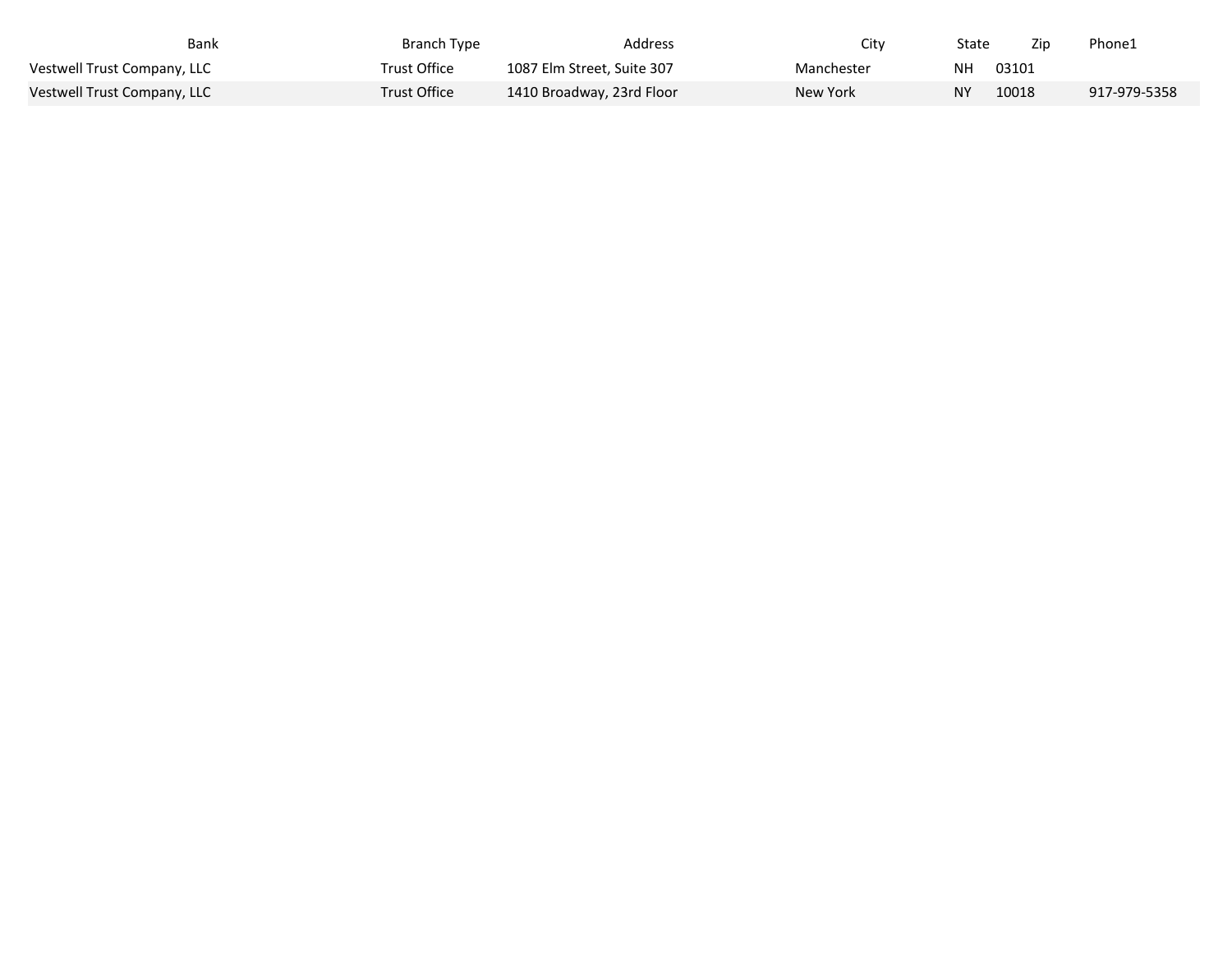| Bank | Branch Type | Address | City | State | Zip | Phone1 |
|---|---|---|---|---|---|---|
| Vestwell Trust Company, LLC | Trust Office | 1087 Elm Street, Suite 307 | Manchester | NH | 03101 | |
| Vestwell Trust Company, LLC | Trust Office | 1410 Broadway, 23rd Floor | New York | NY | 10018 | 917-979-5358 |